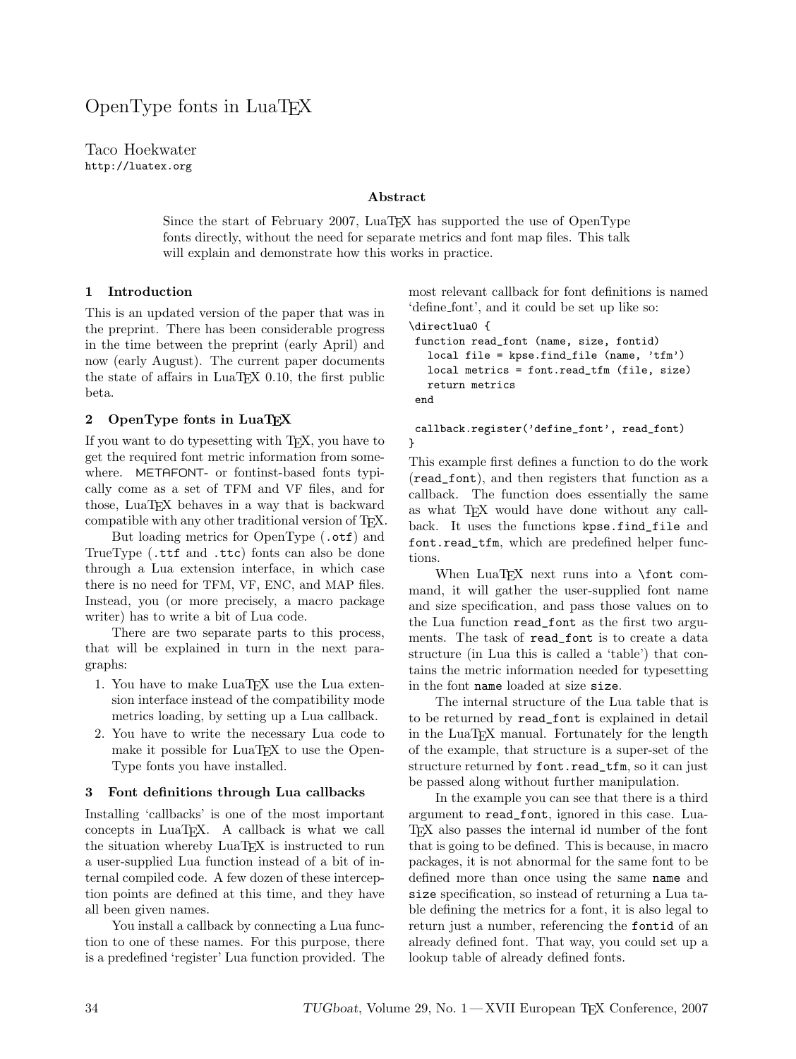# OpenType fonts in LuaTEX

Taco Hoekwater
http://luatex.org

**Abstract**

Since the start of February 2007, LuaTEX has supported the use of OpenType fonts directly, without the need for separate metrics and font map files. This talk will explain and demonstrate how this works in practice.

## 1 Introduction

This is an updated version of the paper that was in the preprint. There has been considerable progress in the time between the preprint (early April) and now (early August). The current paper documents the state of affairs in LuaTEX 0.10, the first public beta.

## 2 OpenType fonts in LuaTEX

If you want to do typesetting with TEX, you have to get the required font metric information from somewhere. METAFONT- or fontinst-based fonts typically come as a set of TFM and VF files, and for those, LuaTEX behaves in a way that is backward compatible with any other traditional version of TEX.

But loading metrics for OpenType (`.otf`) and TrueType (`.ttf` and `.ttc`) fonts can also be done through a Lua extension interface, in which case there is no need for TFM, VF, ENC, and MAP files. Instead, you (or more precisely, a macro package writer) has to write a bit of Lua code.

There are two separate parts to this process, that will be explained in turn in the next paragraphs:

1. You have to make LuaTEX use the Lua extension interface instead of the compatibility mode metrics loading, by setting up a Lua callback.
2. You have to write the necessary Lua code to make it possible for LuaTEX to use the OpenType fonts you have installed.

## 3 Font definitions through Lua callbacks

Installing 'callbacks' is one of the most important concepts in LuaTEX. A callback is what we call the situation whereby LuaTEX is instructed to run a user-supplied Lua function instead of a bit of internal compiled code. A few dozen of these interception points are defined at this time, and they have all been given names.

You install a callback by connecting a Lua function to one of these names. For this purpose, there is a predefined 'register' Lua function provided. The most relevant callback for font definitions is named 'define_font', and it could be set up like so:

```
\directlua0 {
 function read_font (name, size, fontid)
   local file = kpse.find_file (name, 'tfm')
   local metrics = font.read_tfm (file, size)
   return metrics
 end

 callback.register('define_font', read_font)
}
```

This example first defines a function to do the work (`read_font`), and then registers that function as a callback. The function does essentially the same as what TEX would have done without any callback. It uses the functions `kpse.find_file` and `font.read_tfm`, which are predefined helper functions.

When LuaTEX next runs into a `\font` command, it will gather the user-supplied font name and size specification, and pass those values on to the Lua function `read_font` as the first two arguments. The task of `read_font` is to create a data structure (in Lua this is called a 'table') that contains the metric information needed for typesetting in the font `name` loaded at size `size`.

The internal structure of the Lua table that is to be returned by `read_font` is explained in detail in the LuaTEX manual. Fortunately for the length of the example, that structure is a super-set of the structure returned by `font.read_tfm`, so it can just be passed along without further manipulation.

In the example you can see that there is a third argument to `read_font`, ignored in this case. LuaTEX also passes the internal id number of the font that is going to be defined. This is because, in macro packages, it is not abnormal for the same font to be defined more than once using the same `name` and `size` specification, so instead of returning a Lua table defining the metrics for a font, it is also legal to return just a number, referencing the `fontid` of an already defined font. That way, you could set up a lookup table of already defined fonts.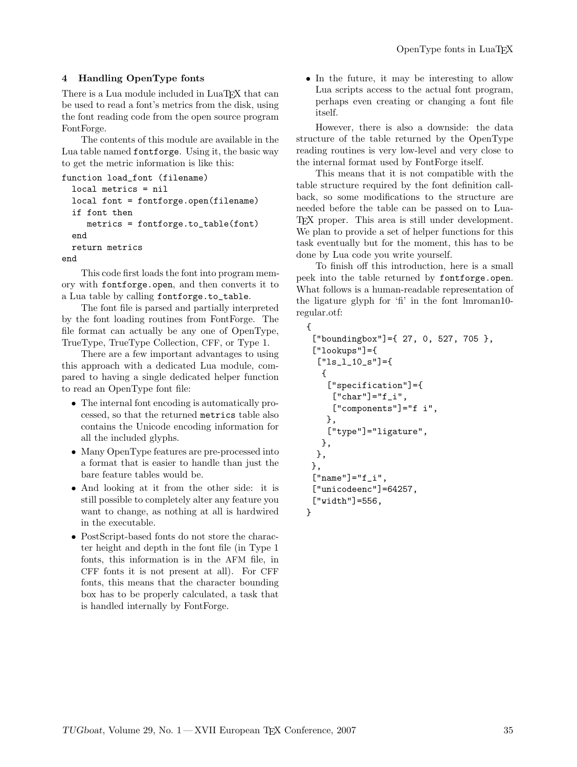## 4 Handling OpenType fonts

There is a Lua module included in LuaTEX that can be used to read a font's metrics from the disk, using the font reading code from the open source program FontForge.

The contents of this module are available in the Lua table named `fontforge`. Using it, the basic way to get the metric information is like this:

```
function load_font (filename)
  local metrics = nil
  local font = fontforge.open(filename)
  if font then
     metrics = fontforge.to_table(font)
  end
  return metrics
end
```

This code first loads the font into program memory with `fontforge.open`, and then converts it to a Lua table by calling `fontforge.to_table`.

The font file is parsed and partially interpreted by the font loading routines from FontForge. The file format can actually be any one of OpenType, TrueType, TrueType Collection, CFF, or Type 1.

There are a few important advantages to using this approach with a dedicated Lua module, compared to having a single dedicated helper function to read an OpenType font file:

- The internal font encoding is automatically processed, so that the returned `metrics` table also contains the Unicode encoding information for all the included glyphs.
- Many OpenType features are pre-processed into a format that is easier to handle than just the bare feature tables would be.
- And looking at it from the other side: it is still possible to completely alter any feature you want to change, as nothing at all is hardwired in the executable.
- PostScript-based fonts do not store the character height and depth in the font file (in Type 1 fonts, this information is in the AFM file, in CFF fonts it is not present at all). For CFF fonts, this means that the character bounding box has to be properly calculated, a task that is handled internally by FontForge.
- In the future, it may be interesting to allow Lua scripts access to the actual font program, perhaps even creating or changing a font file itself.

However, there is also a downside: the data structure of the table returned by the OpenType reading routines is very low-level and very close to the internal format used by FontForge itself.

This means that it is not compatible with the table structure required by the font definition callback, so some modifications to the structure are needed before the table can be passed on to LuaTEX proper. This area is still under development. We plan to provide a set of helper functions for this task eventually but for the moment, this has to be done by Lua code you write yourself.

To finish off this introduction, here is a small peek into the table returned by `fontforge.open`. What follows is a human-readable representation of the ligature glyph for 'fi' in the font lmroman10-regular.otf:

```
{
 ["boundingbox"]={ 27, 0, 527, 705 },
 ["lookups"]={
  ["ls_l_10_s"]={
   {
    ["specification"]={
     ["char"]="f_i",
     ["components"]="f i",
    },
    ["type"]="ligature",
   },
  },
 },
 ["name"]="f_i",
 ["unicodeenc"]=64257,
 ["width"]=556,
}
```